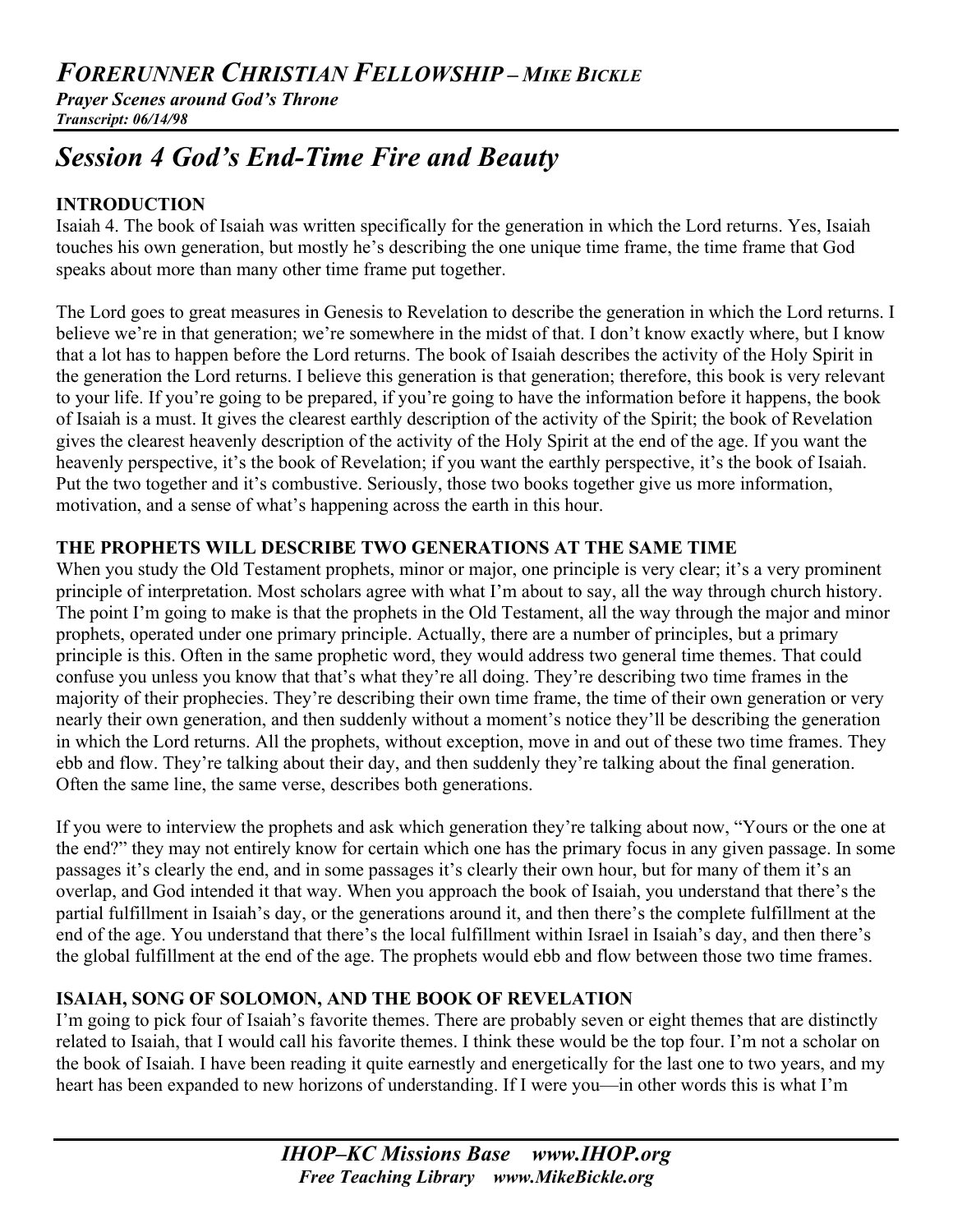# FORERUNNER CHRISTIAN FELLOWSHIP – MIKE BICKLE

***Prayer Scenes around God's Throne***
***Transcript: 06/14/98***

## *Session 4 God's End-Time Fire and Beauty*

### INTRODUCTION

Isaiah 4. The book of Isaiah was written specifically for the generation in which the Lord returns. Yes, Isaiah touches his own generation, but mostly he's describing the one unique time frame, the time frame that God speaks about more than many other time frame put together.

The Lord goes to great measures in Genesis to Revelation to describe the generation in which the Lord returns. I believe we're in that generation; we're somewhere in the midst of that. I don't know exactly where, but I know that a lot has to happen before the Lord returns. The book of Isaiah describes the activity of the Holy Spirit in the generation the Lord returns. I believe this generation is that generation; therefore, this book is very relevant to your life. If you're going to be prepared, if you're going to have the information before it happens, the book of Isaiah is a must. It gives the clearest earthly description of the activity of the Spirit; the book of Revelation gives the clearest heavenly description of the activity of the Holy Spirit at the end of the age. If you want the heavenly perspective, it's the book of Revelation; if you want the earthly perspective, it's the book of Isaiah. Put the two together and it's combustive. Seriously, those two books together give us more information, motivation, and a sense of what's happening across the earth in this hour.

### THE PROPHETS WILL DESCRIBE TWO GENERATIONS AT THE SAME TIME

When you study the Old Testament prophets, minor or major, one principle is very clear; it's a very prominent principle of interpretation. Most scholars agree with what I'm about to say, all the way through church history. The point I'm going to make is that the prophets in the Old Testament, all the way through the major and minor prophets, operated under one primary principle. Actually, there are a number of principles, but a primary principle is this. Often in the same prophetic word, they would address two general time themes. That could confuse you unless you know that that's what they're all doing. They're describing two time frames in the majority of their prophecies. They're describing their own time frame, the time of their own generation or very nearly their own generation, and then suddenly without a moment's notice they'll be describing the generation in which the Lord returns. All the prophets, without exception, move in and out of these two time frames. They ebb and flow. They're talking about their day, and then suddenly they're talking about the final generation. Often the same line, the same verse, describes both generations.

If you were to interview the prophets and ask which generation they're talking about now, "Yours or the one at the end?" they may not entirely know for certain which one has the primary focus in any given passage. In some passages it's clearly the end, and in some passages it's clearly their own hour, but for many of them it's an overlap, and God intended it that way. When you approach the book of Isaiah, you understand that there's the partial fulfillment in Isaiah's day, or the generations around it, and then there's the complete fulfillment at the end of the age. You understand that there's the local fulfillment within Israel in Isaiah's day, and then there's the global fulfillment at the end of the age. The prophets would ebb and flow between those two time frames.

### ISAIAH, SONG OF SOLOMON, AND THE BOOK OF REVELATION

I'm going to pick four of Isaiah's favorite themes. There are probably seven or eight themes that are distinctly related to Isaiah, that I would call his favorite themes. I think these would be the top four. I'm not a scholar on the book of Isaiah. I have been reading it quite earnestly and energetically for the last one to two years, and my heart has been expanded to new horizons of understanding. If I were you—in other words this is what I'm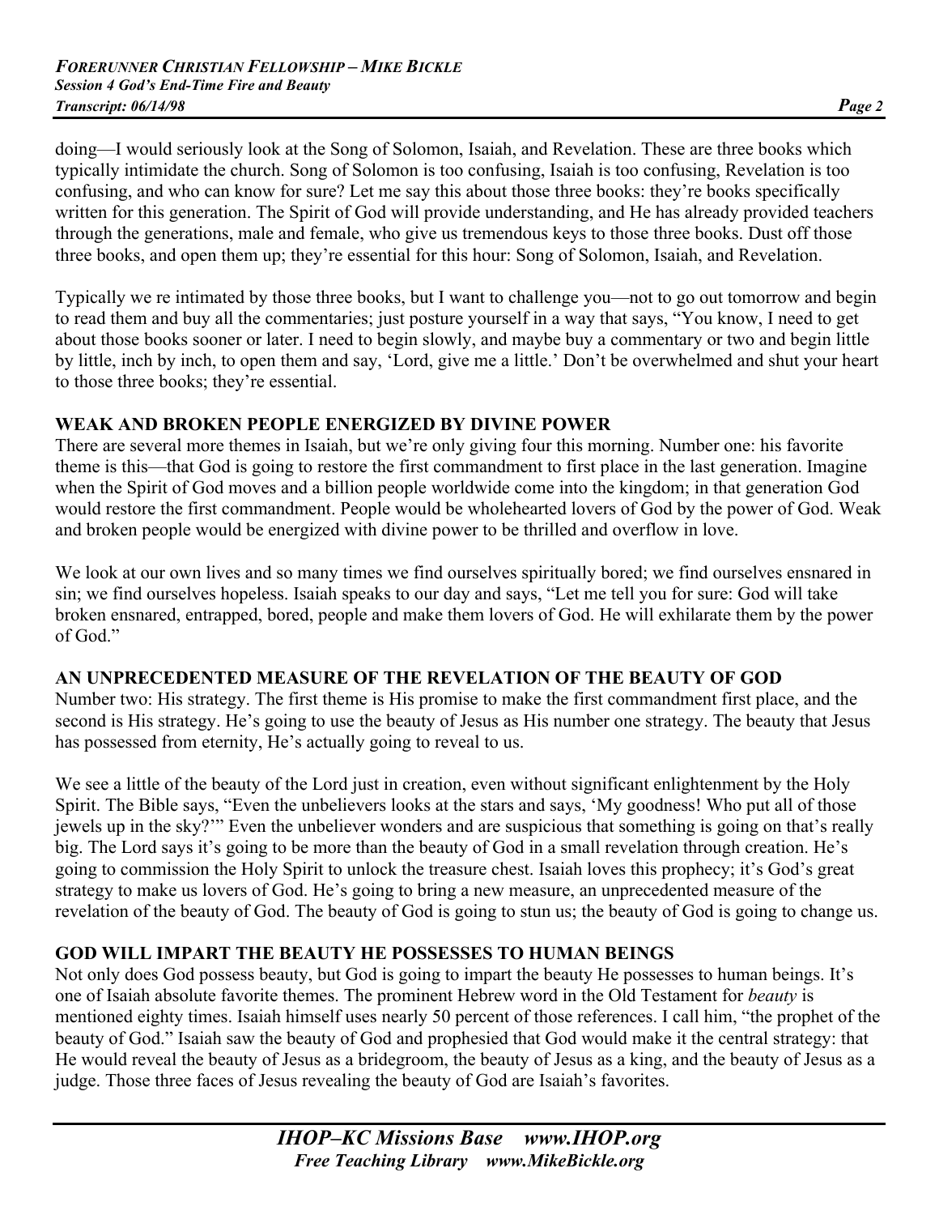doing—I would seriously look at the Song of Solomon, Isaiah, and Revelation. These are three books which typically intimidate the church. Song of Solomon is too confusing, Isaiah is too confusing, Revelation is too confusing, and who can know for sure? Let me say this about those three books: they're books specifically written for this generation. The Spirit of God will provide understanding, and He has already provided teachers through the generations, male and female, who give us tremendous keys to those three books. Dust off those three books, and open them up; they're essential for this hour: Song of Solomon, Isaiah, and Revelation.

Typically we re intimated by those three books, but I want to challenge you—not to go out tomorrow and begin to read them and buy all the commentaries; just posture yourself in a way that says, "You know, I need to get about those books sooner or later. I need to begin slowly, and maybe buy a commentary or two and begin little by little, inch by inch, to open them and say, 'Lord, give me a little.' Don't be overwhelmed and shut your heart to those three books; they're essential.

**WEAK AND BROKEN PEOPLE ENERGIZED BY DIVINE POWER**

There are several more themes in Isaiah, but we're only giving four this morning. Number one: his favorite theme is this—that God is going to restore the first commandment to first place in the last generation. Imagine when the Spirit of God moves and a billion people worldwide come into the kingdom; in that generation God would restore the first commandment. People would be wholehearted lovers of God by the power of God. Weak and broken people would be energized with divine power to be thrilled and overflow in love.

We look at our own lives and so many times we find ourselves spiritually bored; we find ourselves ensnared in sin; we find ourselves hopeless. Isaiah speaks to our day and says, "Let me tell you for sure: God will take broken ensnared, entrapped, bored, people and make them lovers of God. He will exhilarate them by the power of God."

**AN UNPRECEDENTED MEASURE OF THE REVELATION OF THE BEAUTY OF GOD**

Number two: His strategy. The first theme is His promise to make the first commandment first place, and the second is His strategy. He's going to use the beauty of Jesus as His number one strategy. The beauty that Jesus has possessed from eternity, He's actually going to reveal to us.

We see a little of the beauty of the Lord just in creation, even without significant enlightenment by the Holy Spirit. The Bible says, "Even the unbelievers looks at the stars and says, 'My goodness! Who put all of those jewels up in the sky?'" Even the unbeliever wonders and are suspicious that something is going on that's really big. The Lord says it's going to be more than the beauty of God in a small revelation through creation. He's going to commission the Holy Spirit to unlock the treasure chest. Isaiah loves this prophecy; it's God's great strategy to make us lovers of God. He's going to bring a new measure, an unprecedented measure of the revelation of the beauty of God. The beauty of God is going to stun us; the beauty of God is going to change us.

**GOD WILL IMPART THE BEAUTY HE POSSESSES TO HUMAN BEINGS**

Not only does God possess beauty, but God is going to impart the beauty He possesses to human beings. It's one of Isaiah absolute favorite themes. The prominent Hebrew word in the Old Testament for *beauty* is mentioned eighty times. Isaiah himself uses nearly 50 percent of those references. I call him, "the prophet of the beauty of God." Isaiah saw the beauty of God and prophesied that God would make it the central strategy: that He would reveal the beauty of Jesus as a bridegroom, the beauty of Jesus as a king, and the beauty of Jesus as a judge. Those three faces of Jesus revealing the beauty of God are Isaiah's favorites.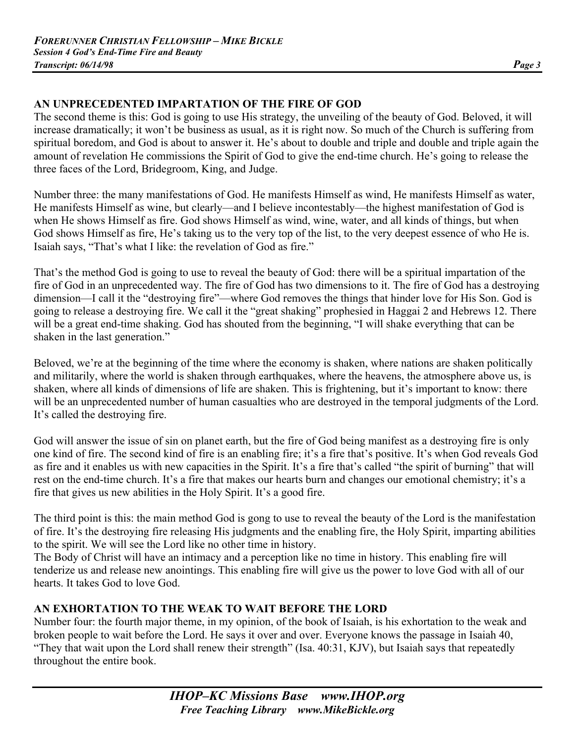## AN UNPRECEDENTED IMPARTATION OF THE FIRE OF GOD

The second theme is this: God is going to use His strategy, the unveiling of the beauty of God. Beloved, it will increase dramatically; it won't be business as usual, as it is right now. So much of the Church is suffering from spiritual boredom, and God is about to answer it. He's about to double and triple and double and triple again the amount of revelation He commissions the Spirit of God to give the end-time church. He's going to release the three faces of the Lord, Bridegroom, King, and Judge.

Number three: the many manifestations of God. He manifests Himself as wind, He manifests Himself as water, He manifests Himself as wine, but clearly—and I believe incontestably—the highest manifestation of God is when He shows Himself as fire. God shows Himself as wind, wine, water, and all kinds of things, but when God shows Himself as fire, He's taking us to the very top of the list, to the very deepest essence of who He is. Isaiah says, "That's what I like: the revelation of God as fire."

That's the method God is going to use to reveal the beauty of God: there will be a spiritual impartation of the fire of God in an unprecedented way. The fire of God has two dimensions to it. The fire of God has a destroying dimension—I call it the "destroying fire"—where God removes the things that hinder love for His Son. God is going to release a destroying fire. We call it the "great shaking" prophesied in Haggai 2 and Hebrews 12. There will be a great end-time shaking. God has shouted from the beginning, "I will shake everything that can be shaken in the last generation."

Beloved, we're at the beginning of the time where the economy is shaken, where nations are shaken politically and militarily, where the world is shaken through earthquakes, where the heavens, the atmosphere above us, is shaken, where all kinds of dimensions of life are shaken. This is frightening, but it's important to know: there will be an unprecedented number of human casualties who are destroyed in the temporal judgments of the Lord. It's called the destroying fire.

God will answer the issue of sin on planet earth, but the fire of God being manifest as a destroying fire is only one kind of fire. The second kind of fire is an enabling fire; it's a fire that's positive. It's when God reveals God as fire and it enables us with new capacities in the Spirit. It's a fire that's called "the spirit of burning" that will rest on the end-time church. It's a fire that makes our hearts burn and changes our emotional chemistry; it's a fire that gives us new abilities in the Holy Spirit. It's a good fire.

The third point is this: the main method God is gong to use to reveal the beauty of the Lord is the manifestation of fire. It's the destroying fire releasing His judgments and the enabling fire, the Holy Spirit, imparting abilities to the spirit. We will see the Lord like no other time in history.

The Body of Christ will have an intimacy and a perception like no time in history. This enabling fire will tenderize us and release new anointings. This enabling fire will give us the power to love God with all of our hearts. It takes God to love God.

## AN EXHORTATION TO THE WEAK TO WAIT BEFORE THE LORD

Number four: the fourth major theme, in my opinion, of the book of Isaiah, is his exhortation to the weak and broken people to wait before the Lord. He says it over and over. Everyone knows the passage in Isaiah 40, "They that wait upon the Lord shall renew their strength" (Isa. 40:31, KJV), but Isaiah says that repeatedly throughout the entire book.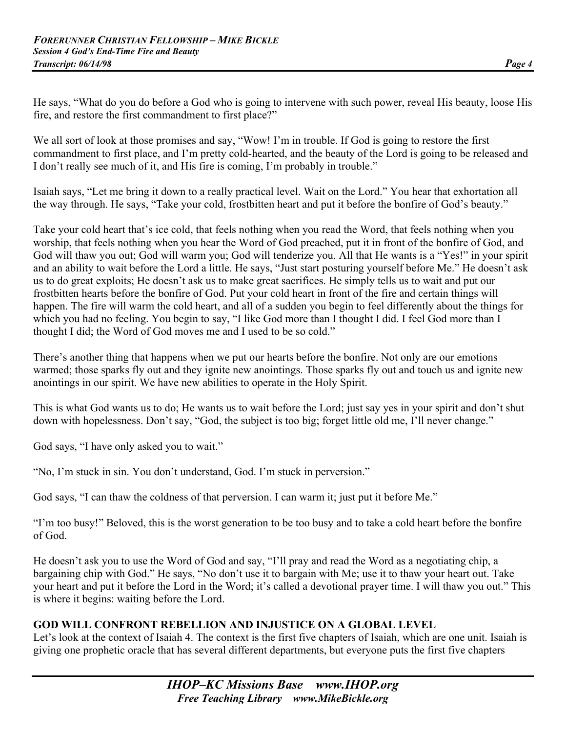He says, "What do you do before a God who is going to intervene with such power, reveal His beauty, loose His fire, and restore the first commandment to first place?"

We all sort of look at those promises and say, "Wow! I'm in trouble. If God is going to restore the first commandment to first place, and I'm pretty cold-hearted, and the beauty of the Lord is going to be released and I don't really see much of it, and His fire is coming, I'm probably in trouble."

Isaiah says, "Let me bring it down to a really practical level. Wait on the Lord." You hear that exhortation all the way through. He says, "Take your cold, frostbitten heart and put it before the bonfire of God's beauty."

Take your cold heart that's ice cold, that feels nothing when you read the Word, that feels nothing when you worship, that feels nothing when you hear the Word of God preached, put it in front of the bonfire of God, and God will thaw you out; God will warm you; God will tenderize you. All that He wants is a "Yes!" in your spirit and an ability to wait before the Lord a little. He says, "Just start posturing yourself before Me." He doesn't ask us to do great exploits; He doesn't ask us to make great sacrifices. He simply tells us to wait and put our frostbitten hearts before the bonfire of God. Put your cold heart in front of the fire and certain things will happen. The fire will warm the cold heart, and all of a sudden you begin to feel differently about the things for which you had no feeling. You begin to say, "I like God more than I thought I did. I feel God more than I thought I did; the Word of God moves me and I used to be so cold."

There's another thing that happens when we put our hearts before the bonfire. Not only are our emotions warmed; those sparks fly out and they ignite new anointings. Those sparks fly out and touch us and ignite new anointings in our spirit. We have new abilities to operate in the Holy Spirit.

This is what God wants us to do; He wants us to wait before the Lord; just say yes in your spirit and don't shut down with hopelessness. Don't say, "God, the subject is too big; forget little old me, I'll never change."

God says, "I have only asked you to wait."

"No, I'm stuck in sin. You don't understand, God. I'm stuck in perversion."

God says, "I can thaw the coldness of that perversion. I can warm it; just put it before Me."

"I'm too busy!" Beloved, this is the worst generation to be too busy and to take a cold heart before the bonfire of God.

He doesn't ask you to use the Word of God and say, "I'll pray and read the Word as a negotiating chip, a bargaining chip with God." He says, "No don't use it to bargain with Me; use it to thaw your heart out. Take your heart and put it before the Lord in the Word; it's called a devotional prayer time. I will thaw you out." This is where it begins: waiting before the Lord.

**GOD WILL CONFRONT REBELLION AND INJUSTICE ON A GLOBAL LEVEL**

Let's look at the context of Isaiah 4. The context is the first five chapters of Isaiah, which are one unit. Isaiah is giving one prophetic oracle that has several different departments, but everyone puts the first five chapters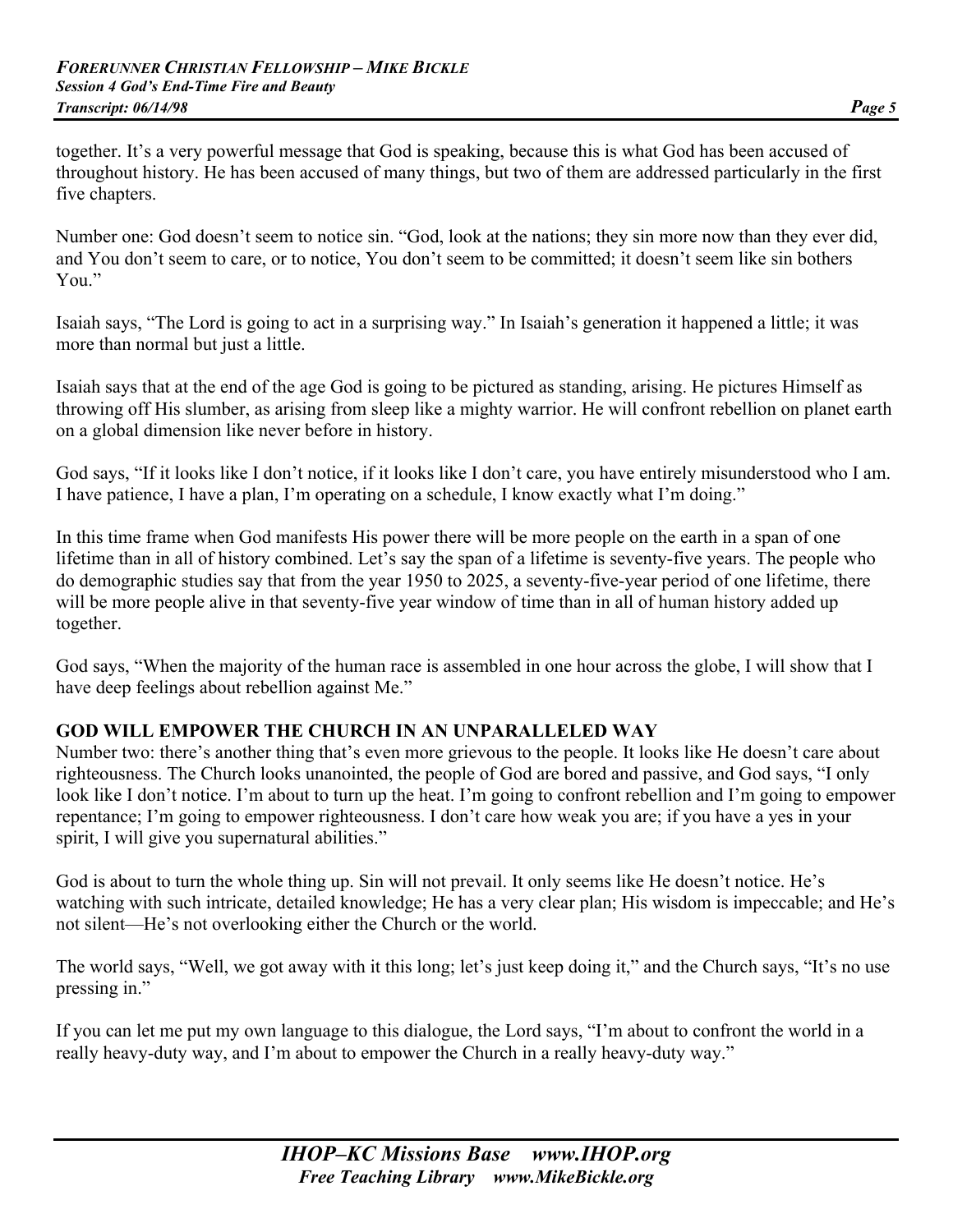together. It's a very powerful message that God is speaking, because this is what God has been accused of throughout history. He has been accused of many things, but two of them are addressed particularly in the first five chapters.

Number one: God doesn't seem to notice sin. "God, look at the nations; they sin more now than they ever did, and You don't seem to care, or to notice, You don't seem to be committed; it doesn't seem like sin bothers You."

Isaiah says, "The Lord is going to act in a surprising way." In Isaiah's generation it happened a little; it was more than normal but just a little.

Isaiah says that at the end of the age God is going to be pictured as standing, arising. He pictures Himself as throwing off His slumber, as arising from sleep like a mighty warrior. He will confront rebellion on planet earth on a global dimension like never before in history.

God says, "If it looks like I don't notice, if it looks like I don't care, you have entirely misunderstood who I am. I have patience, I have a plan, I'm operating on a schedule, I know exactly what I'm doing."

In this time frame when God manifests His power there will be more people on the earth in a span of one lifetime than in all of history combined. Let's say the span of a lifetime is seventy-five years. The people who do demographic studies say that from the year 1950 to 2025, a seventy-five-year period of one lifetime, there will be more people alive in that seventy-five year window of time than in all of human history added up together.

God says, "When the majority of the human race is assembled in one hour across the globe, I will show that I have deep feelings about rebellion against Me."

**GOD WILL EMPOWER THE CHURCH IN AN UNPARALLELED WAY**

Number two: there's another thing that's even more grievous to the people. It looks like He doesn't care about righteousness. The Church looks unanointed, the people of God are bored and passive, and God says, "I only look like I don't notice. I'm about to turn up the heat. I'm going to confront rebellion and I'm going to empower repentance; I'm going to empower righteousness. I don't care how weak you are; if you have a yes in your spirit, I will give you supernatural abilities."

God is about to turn the whole thing up. Sin will not prevail. It only seems like He doesn't notice. He's watching with such intricate, detailed knowledge; He has a very clear plan; His wisdom is impeccable; and He's not silent—He's not overlooking either the Church or the world.

The world says, "Well, we got away with it this long; let's just keep doing it," and the Church says, "It's no use pressing in."

If you can let me put my own language to this dialogue, the Lord says, "I'm about to confront the world in a really heavy-duty way, and I'm about to empower the Church in a really heavy-duty way."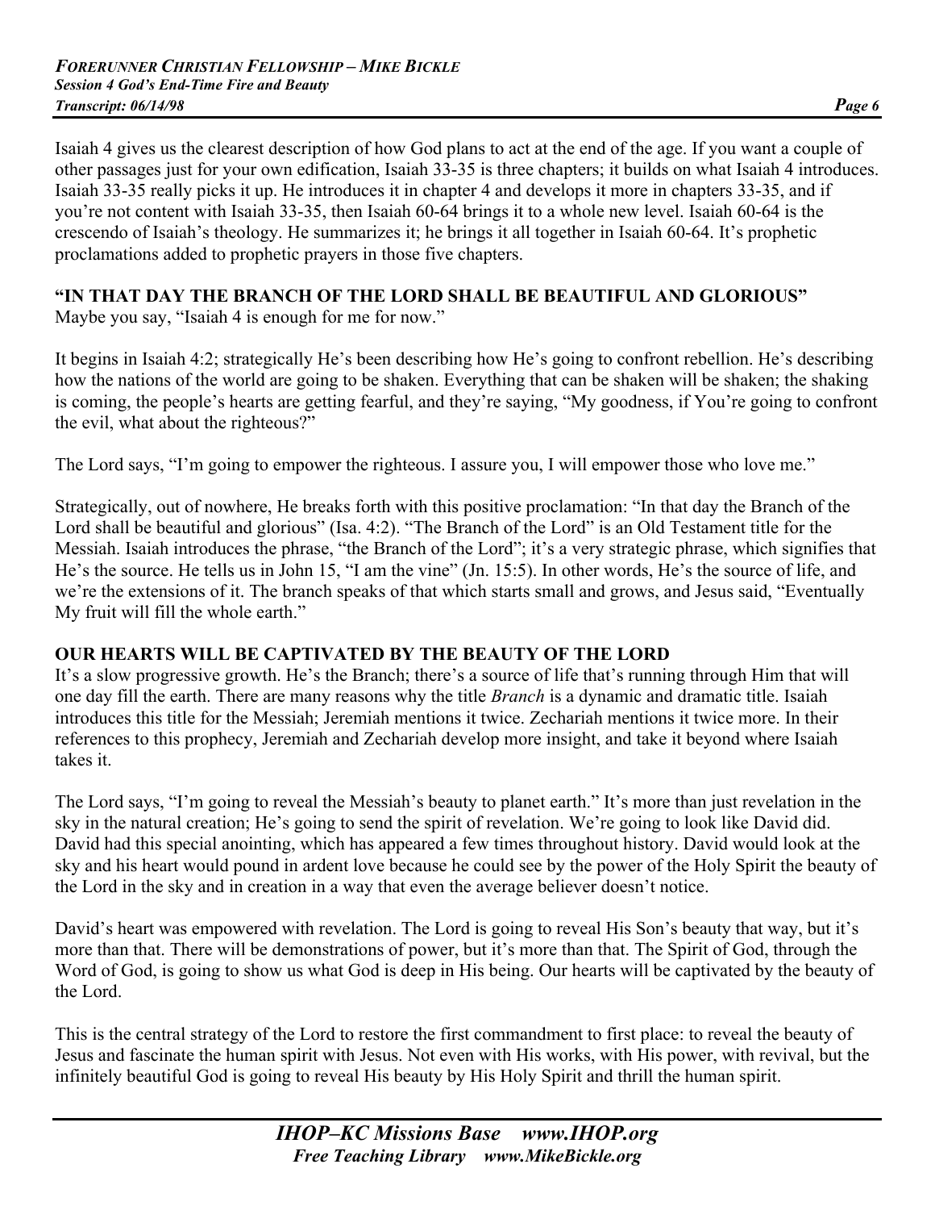Isaiah 4 gives us the clearest description of how God plans to act at the end of the age. If you want a couple of other passages just for your own edification, Isaiah 33-35 is three chapters; it builds on what Isaiah 4 introduces. Isaiah 33-35 really picks it up. He introduces it in chapter 4 and develops it more in chapters 33-35, and if you're not content with Isaiah 33-35, then Isaiah 60-64 brings it to a whole new level. Isaiah 60-64 is the crescendo of Isaiah's theology. He summarizes it; he brings it all together in Isaiah 60-64. It's prophetic proclamations added to prophetic prayers in those five chapters.

### "IN THAT DAY THE BRANCH OF THE LORD SHALL BE BEAUTIFUL AND GLORIOUS"

Maybe you say, "Isaiah 4 is enough for me for now."

It begins in Isaiah 4:2; strategically He's been describing how He's going to confront rebellion. He's describing how the nations of the world are going to be shaken. Everything that can be shaken will be shaken; the shaking is coming, the people's hearts are getting fearful, and they're saying, "My goodness, if You're going to confront the evil, what about the righteous?"

The Lord says, "I'm going to empower the righteous. I assure you, I will empower those who love me."

Strategically, out of nowhere, He breaks forth with this positive proclamation: "In that day the Branch of the Lord shall be beautiful and glorious" (Isa. 4:2). "The Branch of the Lord" is an Old Testament title for the Messiah. Isaiah introduces the phrase, "the Branch of the Lord"; it's a very strategic phrase, which signifies that He's the source. He tells us in John 15, "I am the vine" (Jn. 15:5). In other words, He's the source of life, and we're the extensions of it. The branch speaks of that which starts small and grows, and Jesus said, "Eventually My fruit will fill the whole earth."

### OUR HEARTS WILL BE CAPTIVATED BY THE BEAUTY OF THE LORD

It's a slow progressive growth. He's the Branch; there's a source of life that's running through Him that will one day fill the earth. There are many reasons why the title *Branch* is a dynamic and dramatic title. Isaiah introduces this title for the Messiah; Jeremiah mentions it twice. Zechariah mentions it twice more. In their references to this prophecy, Jeremiah and Zechariah develop more insight, and take it beyond where Isaiah takes it.

The Lord says, "I'm going to reveal the Messiah's beauty to planet earth." It's more than just revelation in the sky in the natural creation; He's going to send the spirit of revelation. We're going to look like David did. David had this special anointing, which has appeared a few times throughout history. David would look at the sky and his heart would pound in ardent love because he could see by the power of the Holy Spirit the beauty of the Lord in the sky and in creation in a way that even the average believer doesn't notice.

David's heart was empowered with revelation. The Lord is going to reveal His Son's beauty that way, but it's more than that. There will be demonstrations of power, but it's more than that. The Spirit of God, through the Word of God, is going to show us what God is deep in His being. Our hearts will be captivated by the beauty of the Lord.

This is the central strategy of the Lord to restore the first commandment to first place: to reveal the beauty of Jesus and fascinate the human spirit with Jesus. Not even with His works, with His power, with revival, but the infinitely beautiful God is going to reveal His beauty by His Holy Spirit and thrill the human spirit.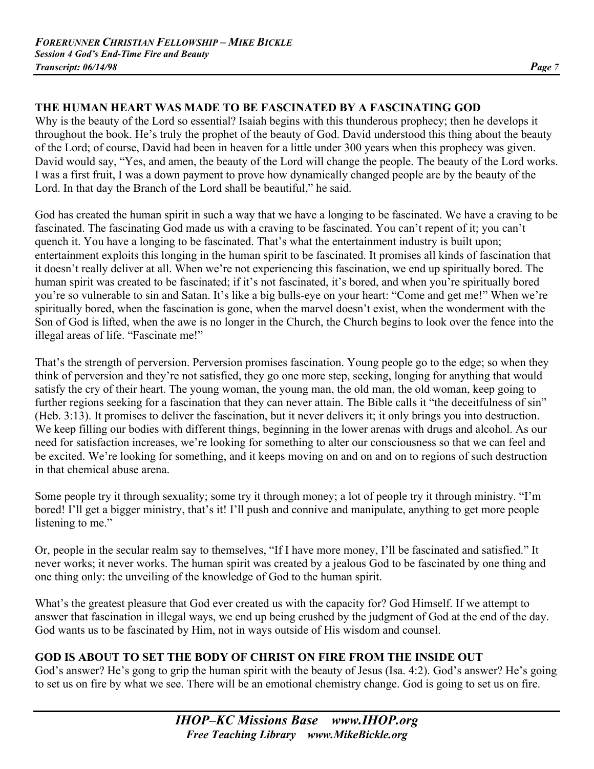## THE HUMAN HEART WAS MADE TO BE FASCINATED BY A FASCINATING GOD

Why is the beauty of the Lord so essential? Isaiah begins with this thunderous prophecy; then he develops it throughout the book. He's truly the prophet of the beauty of God. David understood this thing about the beauty of the Lord; of course, David had been in heaven for a little under 300 years when this prophecy was given. David would say, "Yes, and amen, the beauty of the Lord will change the people. The beauty of the Lord works. I was a first fruit, I was a down payment to prove how dynamically changed people are by the beauty of the Lord. In that day the Branch of the Lord shall be beautiful," he said.

God has created the human spirit in such a way that we have a longing to be fascinated. We have a craving to be fascinated. The fascinating God made us with a craving to be fascinated. You can't repent of it; you can't quench it. You have a longing to be fascinated. That's what the entertainment industry is built upon; entertainment exploits this longing in the human spirit to be fascinated. It promises all kinds of fascination that it doesn't really deliver at all. When we're not experiencing this fascination, we end up spiritually bored. The human spirit was created to be fascinated; if it's not fascinated, it's bored, and when you're spiritually bored you're so vulnerable to sin and Satan. It's like a big bulls-eye on your heart: "Come and get me!" When we're spiritually bored, when the fascination is gone, when the marvel doesn't exist, when the wonderment with the Son of God is lifted, when the awe is no longer in the Church, the Church begins to look over the fence into the illegal areas of life. "Fascinate me!"

That's the strength of perversion. Perversion promises fascination. Young people go to the edge; so when they think of perversion and they're not satisfied, they go one more step, seeking, longing for anything that would satisfy the cry of their heart. The young woman, the young man, the old man, the old woman, keep going to further regions seeking for a fascination that they can never attain. The Bible calls it "the deceitfulness of sin" (Heb. 3:13). It promises to deliver the fascination, but it never delivers it; it only brings you into destruction. We keep filling our bodies with different things, beginning in the lower arenas with drugs and alcohol. As our need for satisfaction increases, we're looking for something to alter our consciousness so that we can feel and be excited. We're looking for something, and it keeps moving on and on and on to regions of such destruction in that chemical abuse arena.

Some people try it through sexuality; some try it through money; a lot of people try it through ministry. "I'm bored! I'll get a bigger ministry, that's it! I'll push and connive and manipulate, anything to get more people listening to me."

Or, people in the secular realm say to themselves, "If I have more money, I'll be fascinated and satisfied." It never works; it never works. The human spirit was created by a jealous God to be fascinated by one thing and one thing only: the unveiling of the knowledge of God to the human spirit.

What's the greatest pleasure that God ever created us with the capacity for? God Himself. If we attempt to answer that fascination in illegal ways, we end up being crushed by the judgment of God at the end of the day. God wants us to be fascinated by Him, not in ways outside of His wisdom and counsel.

## GOD IS ABOUT TO SET THE BODY OF CHRIST ON FIRE FROM THE INSIDE OUT

God's answer? He's gong to grip the human spirit with the beauty of Jesus (Isa. 4:2). God's answer? He's going to set us on fire by what we see. There will be an emotional chemistry change. God is going to set us on fire.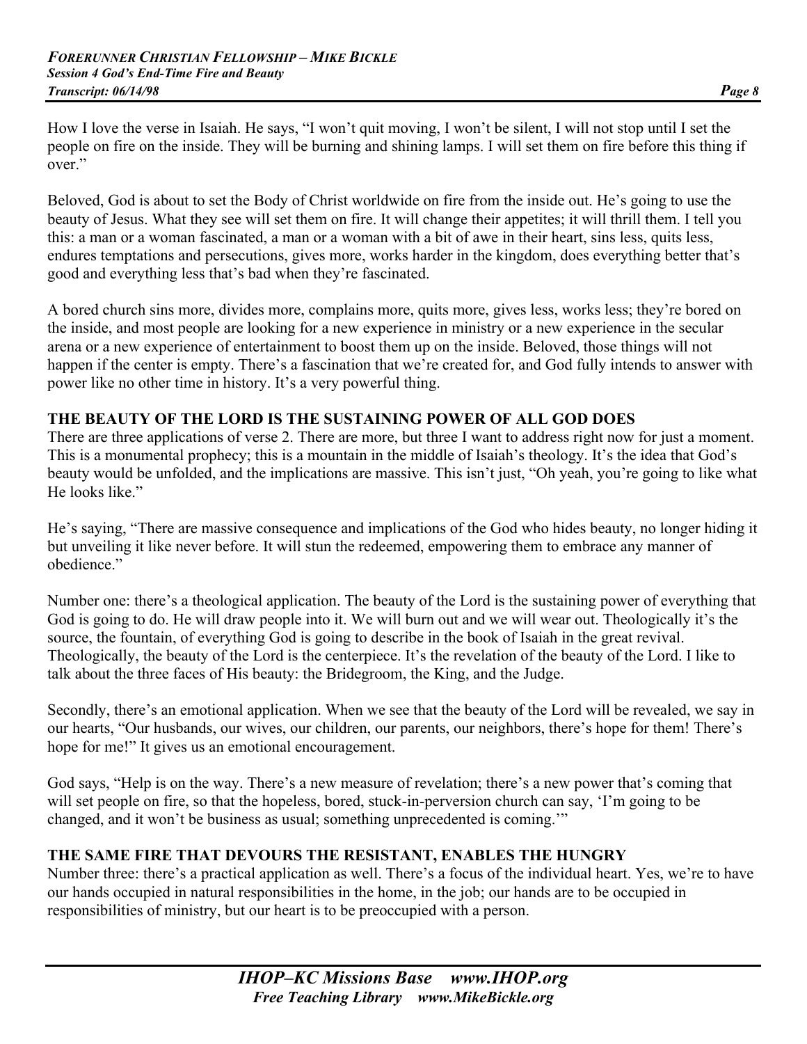How I love the verse in Isaiah. He says, "I won't quit moving, I won't be silent, I will not stop until I set the people on fire on the inside. They will be burning and shining lamps. I will set them on fire before this thing if over."

Beloved, God is about to set the Body of Christ worldwide on fire from the inside out. He's going to use the beauty of Jesus. What they see will set them on fire. It will change their appetites; it will thrill them. I tell you this: a man or a woman fascinated, a man or a woman with a bit of awe in their heart, sins less, quits less, endures temptations and persecutions, gives more, works harder in the kingdom, does everything better that's good and everything less that's bad when they're fascinated.

A bored church sins more, divides more, complains more, quits more, gives less, works less; they're bored on the inside, and most people are looking for a new experience in ministry or a new experience in the secular arena or a new experience of entertainment to boost them up on the inside. Beloved, those things will not happen if the center is empty. There's a fascination that we're created for, and God fully intends to answer with power like no other time in history. It's a very powerful thing.

**THE BEAUTY OF THE LORD IS THE SUSTAINING POWER OF ALL GOD DOES**

There are three applications of verse 2. There are more, but three I want to address right now for just a moment. This is a monumental prophecy; this is a mountain in the middle of Isaiah's theology. It's the idea that God's beauty would be unfolded, and the implications are massive. This isn't just, "Oh yeah, you're going to like what He looks like."

He's saying, "There are massive consequence and implications of the God who hides beauty, no longer hiding it but unveiling it like never before. It will stun the redeemed, empowering them to embrace any manner of obedience."

Number one: there's a theological application. The beauty of the Lord is the sustaining power of everything that God is going to do. He will draw people into it. We will burn out and we will wear out. Theologically it's the source, the fountain, of everything God is going to describe in the book of Isaiah in the great revival. Theologically, the beauty of the Lord is the centerpiece. It's the revelation of the beauty of the Lord. I like to talk about the three faces of His beauty: the Bridegroom, the King, and the Judge.

Secondly, there's an emotional application. When we see that the beauty of the Lord will be revealed, we say in our hearts, "Our husbands, our wives, our children, our parents, our neighbors, there's hope for them! There's hope for me!" It gives us an emotional encouragement.

God says, "Help is on the way. There's a new measure of revelation; there's a new power that's coming that will set people on fire, so that the hopeless, bored, stuck-in-perversion church can say, 'I'm going to be changed, and it won't be business as usual; something unprecedented is coming.'"

**THE SAME FIRE THAT DEVOURS THE RESISTANT, ENABLES THE HUNGRY**

Number three: there's a practical application as well. There's a focus of the individual heart. Yes, we're to have our hands occupied in natural responsibilities in the home, in the job; our hands are to be occupied in responsibilities of ministry, but our heart is to be preoccupied with a person.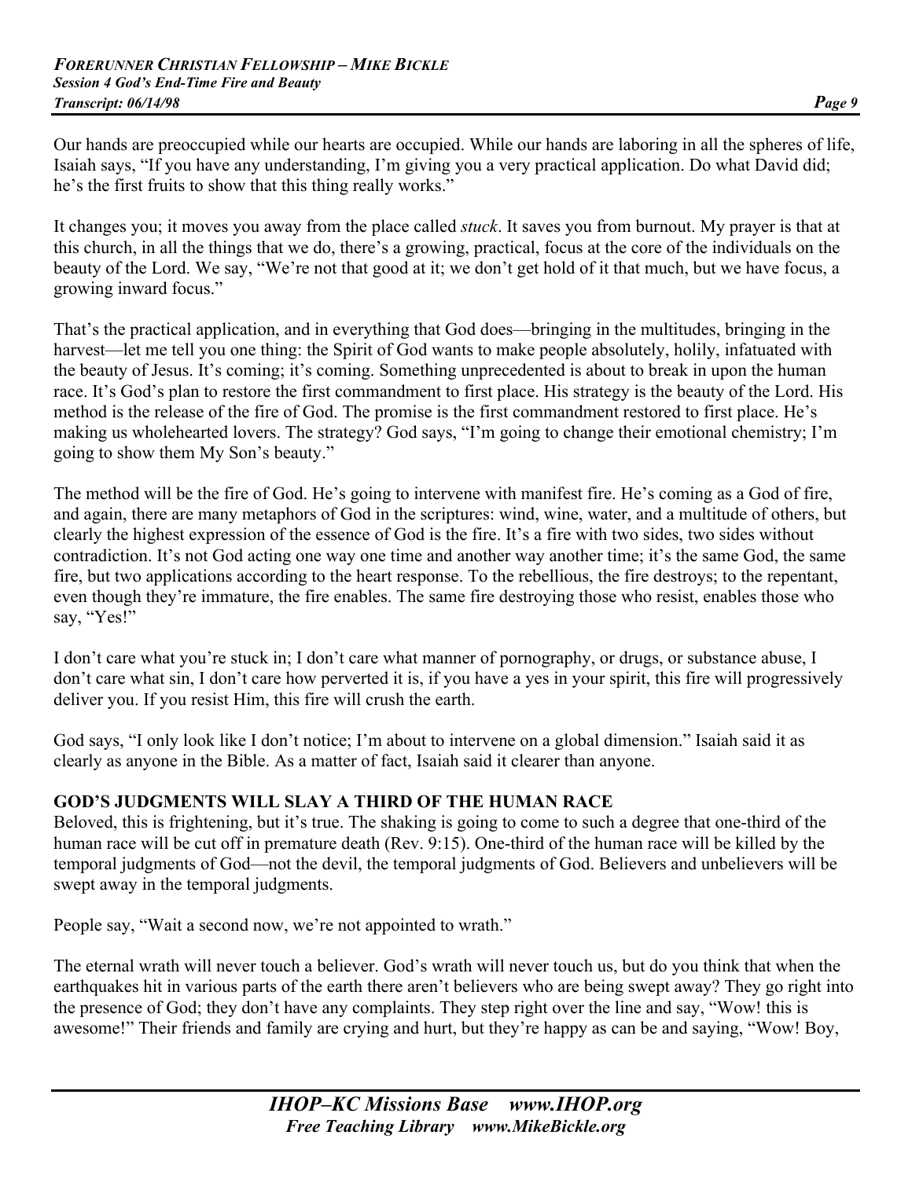Our hands are preoccupied while our hearts are occupied. While our hands are laboring in all the spheres of life, Isaiah says, "If you have any understanding, I'm giving you a very practical application. Do what David did; he's the first fruits to show that this thing really works."

It changes you; it moves you away from the place called *stuck*. It saves you from burnout. My prayer is that at this church, in all the things that we do, there's a growing, practical, focus at the core of the individuals on the beauty of the Lord. We say, "We're not that good at it; we don't get hold of it that much, but we have focus, a growing inward focus."

That's the practical application, and in everything that God does—bringing in the multitudes, bringing in the harvest—let me tell you one thing: the Spirit of God wants to make people absolutely, holily, infatuated with the beauty of Jesus. It's coming; it's coming. Something unprecedented is about to break in upon the human race. It's God's plan to restore the first commandment to first place. His strategy is the beauty of the Lord. His method is the release of the fire of God. The promise is the first commandment restored to first place. He's making us wholehearted lovers. The strategy? God says, "I'm going to change their emotional chemistry; I'm going to show them My Son's beauty."

The method will be the fire of God. He's going to intervene with manifest fire. He's coming as a God of fire, and again, there are many metaphors of God in the scriptures: wind, wine, water, and a multitude of others, but clearly the highest expression of the essence of God is the fire. It's a fire with two sides, two sides without contradiction. It's not God acting one way one time and another way another time; it's the same God, the same fire, but two applications according to the heart response. To the rebellious, the fire destroys; to the repentant, even though they're immature, the fire enables. The same fire destroying those who resist, enables those who say, "Yes!"

I don't care what you're stuck in; I don't care what manner of pornography, or drugs, or substance abuse, I don't care what sin, I don't care how perverted it is, if you have a yes in your spirit, this fire will progressively deliver you. If you resist Him, this fire will crush the earth.

God says, "I only look like I don't notice; I'm about to intervene on a global dimension." Isaiah said it as clearly as anyone in the Bible. As a matter of fact, Isaiah said it clearer than anyone.

### GOD'S JUDGMENTS WILL SLAY A THIRD OF THE HUMAN RACE

Beloved, this is frightening, but it's true. The shaking is going to come to such a degree that one-third of the human race will be cut off in premature death (Rev. 9:15). One-third of the human race will be killed by the temporal judgments of God—not the devil, the temporal judgments of God. Believers and unbelievers will be swept away in the temporal judgments.

People say, "Wait a second now, we're not appointed to wrath."

The eternal wrath will never touch a believer. God's wrath will never touch us, but do you think that when the earthquakes hit in various parts of the earth there aren't believers who are being swept away? They go right into the presence of God; they don't have any complaints. They step right over the line and say, "Wow! this is awesome!" Their friends and family are crying and hurt, but they're happy as can be and saying, "Wow! Boy,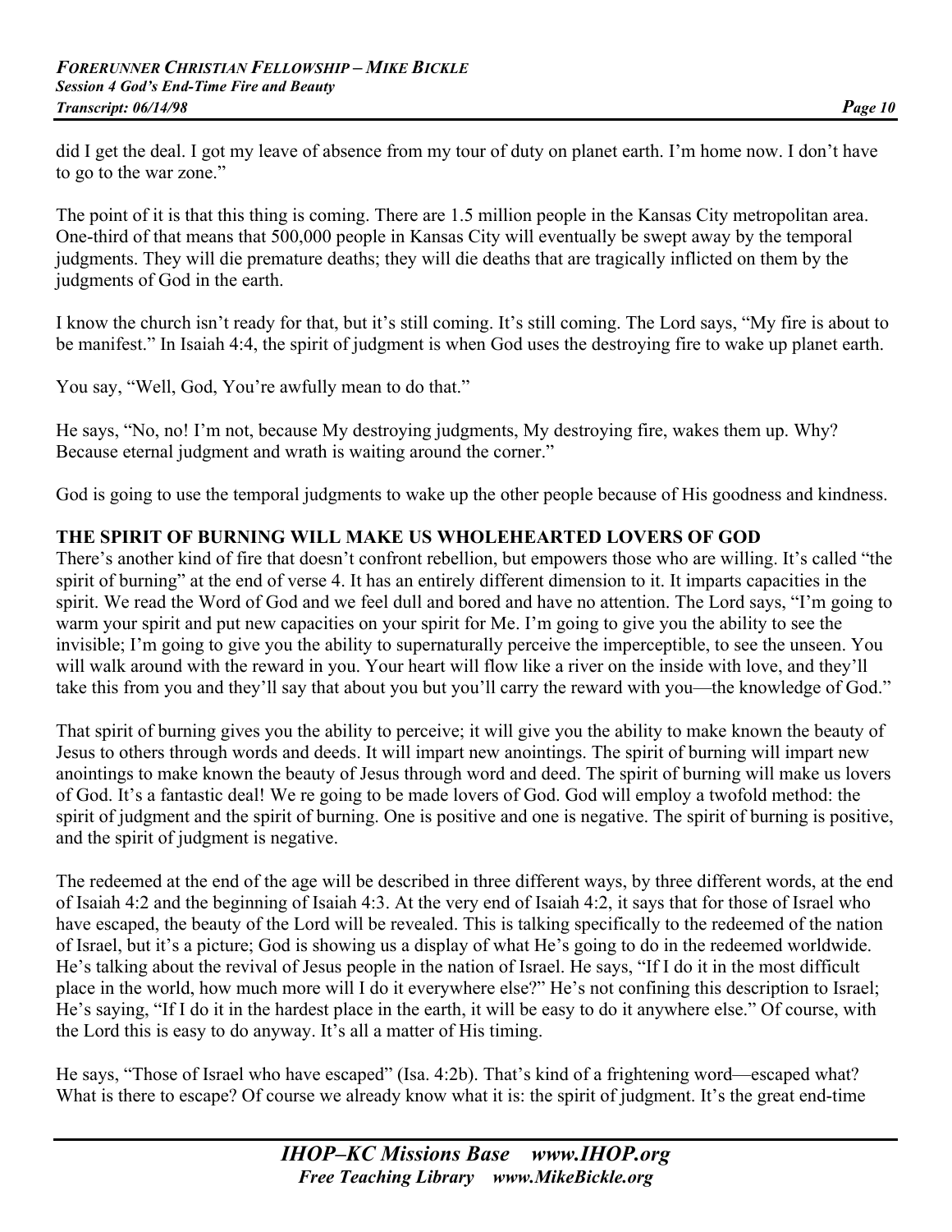did I get the deal. I got my leave of absence from my tour of duty on planet earth. I'm home now. I don't have to go to the war zone."

The point of it is that this thing is coming. There are 1.5 million people in the Kansas City metropolitan area. One-third of that means that 500,000 people in Kansas City will eventually be swept away by the temporal judgments. They will die premature deaths; they will die deaths that are tragically inflicted on them by the judgments of God in the earth.

I know the church isn't ready for that, but it's still coming. It's still coming. The Lord says, "My fire is about to be manifest." In Isaiah 4:4, the spirit of judgment is when God uses the destroying fire to wake up planet earth.

You say, "Well, God, You're awfully mean to do that."

He says, "No, no! I'm not, because My destroying judgments, My destroying fire, wakes them up. Why? Because eternal judgment and wrath is waiting around the corner."

God is going to use the temporal judgments to wake up the other people because of His goodness and kindness.

**THE SPIRIT OF BURNING WILL MAKE US WHOLEHEARTED LOVERS OF GOD**

There's another kind of fire that doesn't confront rebellion, but empowers those who are willing. It's called "the spirit of burning" at the end of verse 4. It has an entirely different dimension to it. It imparts capacities in the spirit. We read the Word of God and we feel dull and bored and have no attention. The Lord says, "I'm going to warm your spirit and put new capacities on your spirit for Me. I'm going to give you the ability to see the invisible; I'm going to give you the ability to supernaturally perceive the imperceptible, to see the unseen. You will walk around with the reward in you. Your heart will flow like a river on the inside with love, and they'll take this from you and they'll say that about you but you'll carry the reward with you—the knowledge of God."

That spirit of burning gives you the ability to perceive; it will give you the ability to make known the beauty of Jesus to others through words and deeds. It will impart new anointings. The spirit of burning will impart new anointings to make known the beauty of Jesus through word and deed. The spirit of burning will make us lovers of God. It's a fantastic deal! We re going to be made lovers of God. God will employ a twofold method: the spirit of judgment and the spirit of burning. One is positive and one is negative. The spirit of burning is positive, and the spirit of judgment is negative.

The redeemed at the end of the age will be described in three different ways, by three different words, at the end of Isaiah 4:2 and the beginning of Isaiah 4:3. At the very end of Isaiah 4:2, it says that for those of Israel who have escaped, the beauty of the Lord will be revealed. This is talking specifically to the redeemed of the nation of Israel, but it's a picture; God is showing us a display of what He's going to do in the redeemed worldwide. He's talking about the revival of Jesus people in the nation of Israel. He says, "If I do it in the most difficult place in the world, how much more will I do it everywhere else?" He's not confining this description to Israel; He's saying, "If I do it in the hardest place in the earth, it will be easy to do it anywhere else." Of course, with the Lord this is easy to do anyway. It's all a matter of His timing.

He says, "Those of Israel who have escaped" (Isa. 4:2b). That's kind of a frightening word—escaped what? What is there to escape? Of course we already know what it is: the spirit of judgment. It's the great end-time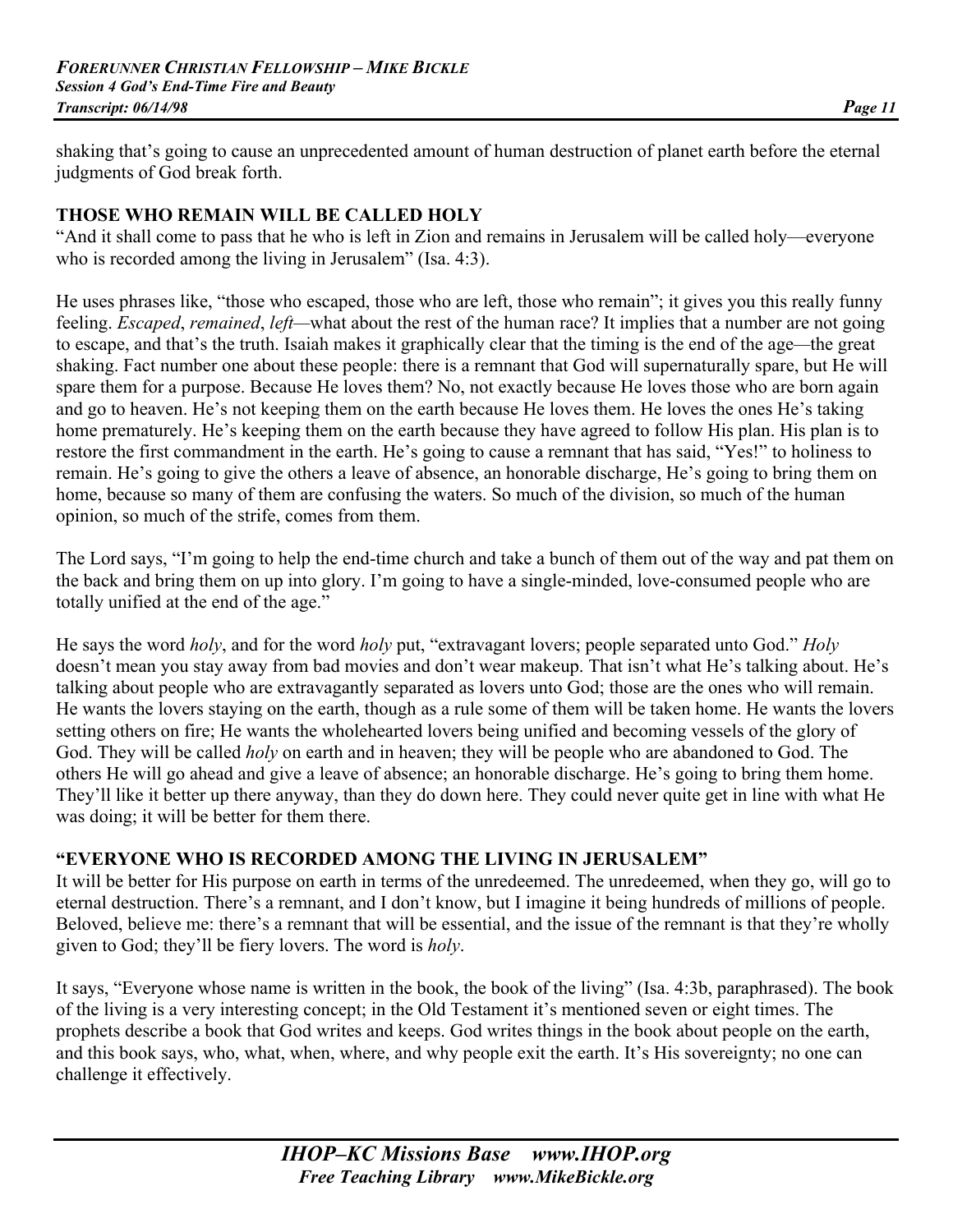shaking that's going to cause an unprecedented amount of human destruction of planet earth before the eternal judgments of God break forth.

**THOSE WHO REMAIN WILL BE CALLED HOLY**

"And it shall come to pass that he who is left in Zion and remains in Jerusalem will be called holy—everyone who is recorded among the living in Jerusalem" (Isa. 4:3).

He uses phrases like, "those who escaped, those who are left, those who remain"; it gives you this really funny feeling. *Escaped*, *remained*, *left*—what about the rest of the human race? It implies that a number are not going to escape, and that's the truth. Isaiah makes it graphically clear that the timing is the end of the age—the great shaking. Fact number one about these people: there is a remnant that God will supernaturally spare, but He will spare them for a purpose. Because He loves them? No, not exactly because He loves those who are born again and go to heaven. He's not keeping them on the earth because He loves them. He loves the ones He's taking home prematurely. He's keeping them on the earth because they have agreed to follow His plan. His plan is to restore the first commandment in the earth. He's going to cause a remnant that has said, "Yes!" to holiness to remain. He's going to give the others a leave of absence, an honorable discharge, He's going to bring them on home, because so many of them are confusing the waters. So much of the division, so much of the human opinion, so much of the strife, comes from them.

The Lord says, "I'm going to help the end-time church and take a bunch of them out of the way and pat them on the back and bring them on up into glory. I'm going to have a single-minded, love-consumed people who are totally unified at the end of the age."

He says the word *holy*, and for the word *holy* put, "extravagant lovers; people separated unto God." *Holy* doesn't mean you stay away from bad movies and don't wear makeup. That isn't what He's talking about. He's talking about people who are extravagantly separated as lovers unto God; those are the ones who will remain. He wants the lovers staying on the earth, though as a rule some of them will be taken home. He wants the lovers setting others on fire; He wants the wholehearted lovers being unified and becoming vessels of the glory of God. They will be called *holy* on earth and in heaven; they will be people who are abandoned to God. The others He will go ahead and give a leave of absence; an honorable discharge. He's going to bring them home. They'll like it better up there anyway, than they do down here. They could never quite get in line with what He was doing; it will be better for them there.

**"EVERYONE WHO IS RECORDED AMONG THE LIVING IN JERUSALEM"**

It will be better for His purpose on earth in terms of the unredeemed. The unredeemed, when they go, will go to eternal destruction. There's a remnant, and I don't know, but I imagine it being hundreds of millions of people. Beloved, believe me: there's a remnant that will be essential, and the issue of the remnant is that they're wholly given to God; they'll be fiery lovers. The word is *holy*.

It says, "Everyone whose name is written in the book, the book of the living" (Isa. 4:3b, paraphrased). The book of the living is a very interesting concept; in the Old Testament it's mentioned seven or eight times. The prophets describe a book that God writes and keeps. God writes things in the book about people on the earth, and this book says, who, what, when, where, and why people exit the earth. It's His sovereignty; no one can challenge it effectively.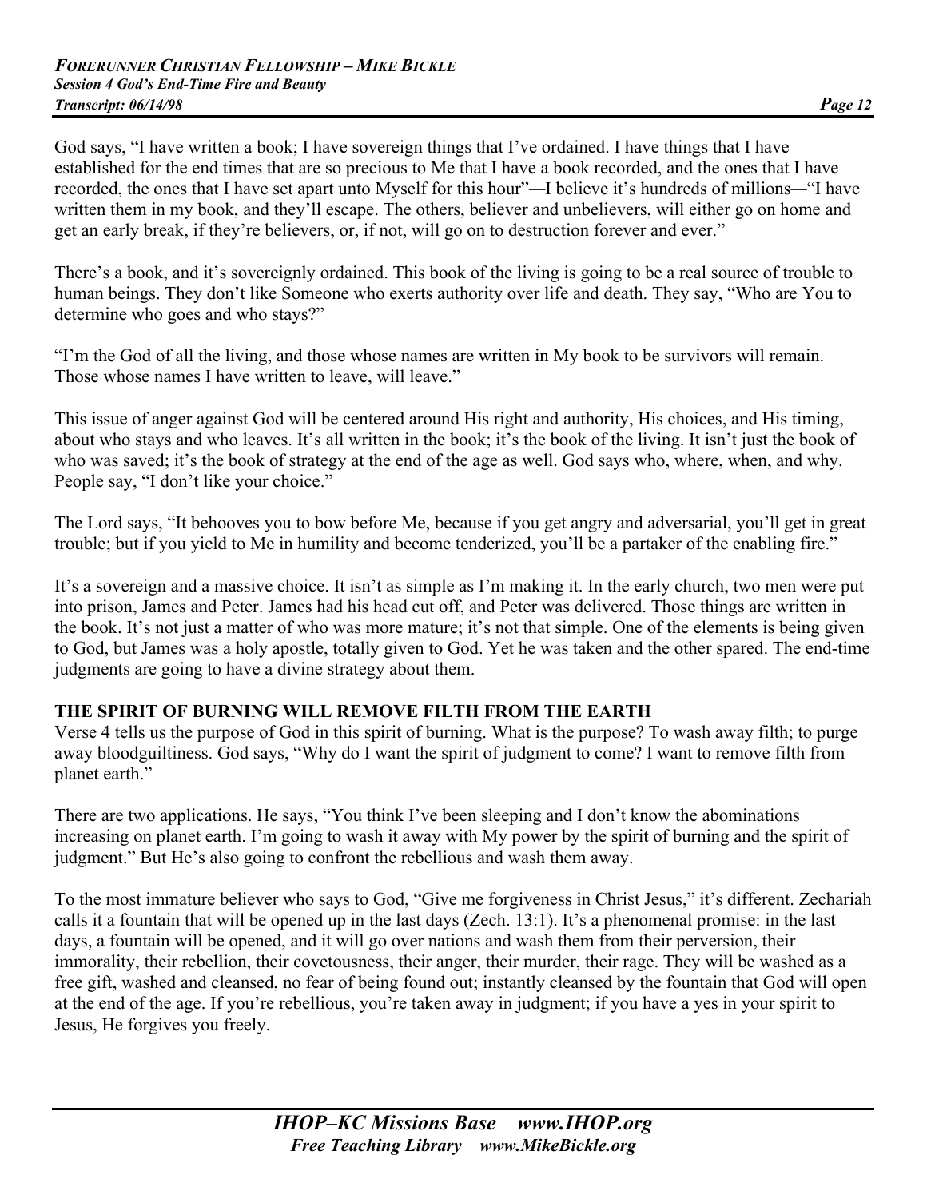God says, "I have written a book; I have sovereign things that I've ordained. I have things that I have established for the end times that are so precious to Me that I have a book recorded, and the ones that I have recorded, the ones that I have set apart unto Myself for this hour"—I believe it's hundreds of millions—"I have written them in my book, and they'll escape. The others, believer and unbelievers, will either go on home and get an early break, if they're believers, or, if not, will go on to destruction forever and ever."

There's a book, and it's sovereignly ordained. This book of the living is going to be a real source of trouble to human beings. They don't like Someone who exerts authority over life and death. They say, "Who are You to determine who goes and who stays?"

"I'm the God of all the living, and those whose names are written in My book to be survivors will remain. Those whose names I have written to leave, will leave."

This issue of anger against God will be centered around His right and authority, His choices, and His timing, about who stays and who leaves. It's all written in the book; it's the book of the living. It isn't just the book of who was saved; it's the book of strategy at the end of the age as well. God says who, where, when, and why. People say, "I don't like your choice."

The Lord says, "It behooves you to bow before Me, because if you get angry and adversarial, you'll get in great trouble; but if you yield to Me in humility and become tenderized, you'll be a partaker of the enabling fire."

It's a sovereign and a massive choice. It isn't as simple as I'm making it. In the early church, two men were put into prison, James and Peter. James had his head cut off, and Peter was delivered. Those things are written in the book. It's not just a matter of who was more mature; it's not that simple. One of the elements is being given to God, but James was a holy apostle, totally given to God. Yet he was taken and the other spared. The end-time judgments are going to have a divine strategy about them.

**THE SPIRIT OF BURNING WILL REMOVE FILTH FROM THE EARTH**

Verse 4 tells us the purpose of God in this spirit of burning. What is the purpose? To wash away filth; to purge away bloodguiltiness. God says, "Why do I want the spirit of judgment to come? I want to remove filth from planet earth."

There are two applications. He says, "You think I've been sleeping and I don't know the abominations increasing on planet earth. I'm going to wash it away with My power by the spirit of burning and the spirit of judgment." But He's also going to confront the rebellious and wash them away.

To the most immature believer who says to God, "Give me forgiveness in Christ Jesus," it's different. Zechariah calls it a fountain that will be opened up in the last days (Zech. 13:1). It's a phenomenal promise: in the last days, a fountain will be opened, and it will go over nations and wash them from their perversion, their immorality, their rebellion, their covetousness, their anger, their murder, their rage. They will be washed as a free gift, washed and cleansed, no fear of being found out; instantly cleansed by the fountain that God will open at the end of the age. If you're rebellious, you're taken away in judgment; if you have a yes in your spirit to Jesus, He forgives you freely.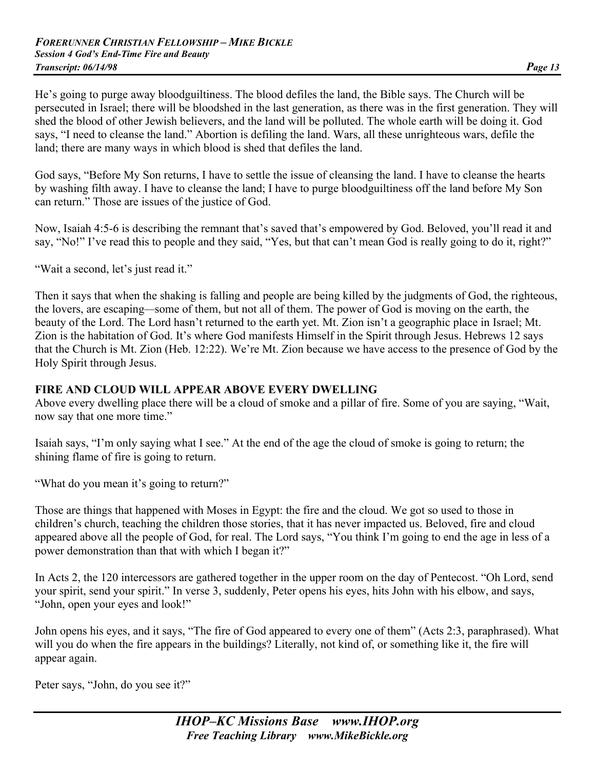He's going to purge away bloodguiltiness. The blood defiles the land, the Bible says. The Church will be persecuted in Israel; there will be bloodshed in the last generation, as there was in the first generation. They will shed the blood of other Jewish believers, and the land will be polluted. The whole earth will be doing it. God says, "I need to cleanse the land." Abortion is defiling the land. Wars, all these unrighteous wars, defile the land; there are many ways in which blood is shed that defiles the land.

God says, "Before My Son returns, I have to settle the issue of cleansing the land. I have to cleanse the hearts by washing filth away. I have to cleanse the land; I have to purge bloodguiltiness off the land before My Son can return." Those are issues of the justice of God.

Now, Isaiah 4:5-6 is describing the remnant that's saved that's empowered by God. Beloved, you'll read it and say, "No!" I've read this to people and they said, "Yes, but that can't mean God is really going to do it, right?"

"Wait a second, let's just read it."

Then it says that when the shaking is falling and people are being killed by the judgments of God, the righteous, the lovers, are escaping—some of them, but not all of them. The power of God is moving on the earth, the beauty of the Lord. The Lord hasn't returned to the earth yet. Mt. Zion isn't a geographic place in Israel; Mt. Zion is the habitation of God. It's where God manifests Himself in the Spirit through Jesus. Hebrews 12 says that the Church is Mt. Zion (Heb. 12:22). We're Mt. Zion because we have access to the presence of God by the Holy Spirit through Jesus.

**FIRE AND CLOUD WILL APPEAR ABOVE EVERY DWELLING**

Above every dwelling place there will be a cloud of smoke and a pillar of fire. Some of you are saying, "Wait, now say that one more time."

Isaiah says, "I'm only saying what I see." At the end of the age the cloud of smoke is going to return; the shining flame of fire is going to return.

"What do you mean it's going to return?"

Those are things that happened with Moses in Egypt: the fire and the cloud. We got so used to those in children's church, teaching the children those stories, that it has never impacted us. Beloved, fire and cloud appeared above all the people of God, for real. The Lord says, "You think I'm going to end the age in less of a power demonstration than that with which I began it?"

In Acts 2, the 120 intercessors are gathered together in the upper room on the day of Pentecost. "Oh Lord, send your spirit, send your spirit." In verse 3, suddenly, Peter opens his eyes, hits John with his elbow, and says, "John, open your eyes and look!"

John opens his eyes, and it says, "The fire of God appeared to every one of them" (Acts 2:3, paraphrased). What will you do when the fire appears in the buildings? Literally, not kind of, or something like it, the fire will appear again.

Peter says, "John, do you see it?"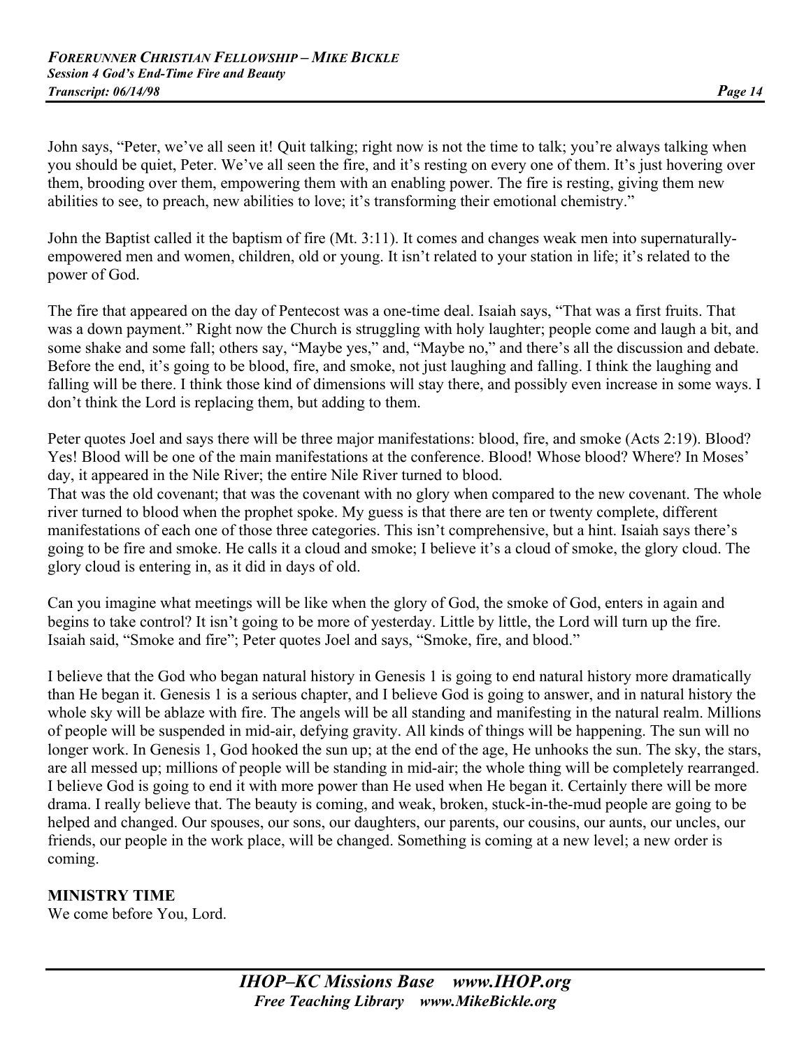John says, “Peter, we’ve all seen it! Quit talking; right now is not the time to talk; you’re always talking when you should be quiet, Peter. We’ve all seen the fire, and it’s resting on every one of them. It’s just hovering over them, brooding over them, empowering them with an enabling power. The fire is resting, giving them new abilities to see, to preach, new abilities to love; it’s transforming their emotional chemistry.”

John the Baptist called it the baptism of fire (Mt. 3:11). It comes and changes weak men into supernaturally-empowered men and women, children, old or young. It isn’t related to your station in life; it’s related to the power of God.

The fire that appeared on the day of Pentecost was a one-time deal. Isaiah says, “That was a first fruits. That was a down payment.” Right now the Church is struggling with holy laughter; people come and laugh a bit, and some shake and some fall; others say, “Maybe yes,” and, “Maybe no,” and there’s all the discussion and debate. Before the end, it’s going to be blood, fire, and smoke, not just laughing and falling. I think the laughing and falling will be there. I think those kind of dimensions will stay there, and possibly even increase in some ways. I don’t think the Lord is replacing them, but adding to them.

Peter quotes Joel and says there will be three major manifestations: blood, fire, and smoke (Acts 2:19). Blood? Yes! Blood will be one of the main manifestations at the conference. Blood! Whose blood? Where? In Moses’ day, it appeared in the Nile River; the entire Nile River turned to blood.
That was the old covenant; that was the covenant with no glory when compared to the new covenant. The whole river turned to blood when the prophet spoke. My guess is that there are ten or twenty complete, different manifestations of each one of those three categories. This isn’t comprehensive, but a hint. Isaiah says there’s going to be fire and smoke. He calls it a cloud and smoke; I believe it’s a cloud of smoke, the glory cloud. The glory cloud is entering in, as it did in days of old.

Can you imagine what meetings will be like when the glory of God, the smoke of God, enters in again and begins to take control? It isn’t going to be more of yesterday. Little by little, the Lord will turn up the fire. Isaiah said, “Smoke and fire”; Peter quotes Joel and says, “Smoke, fire, and blood.”

I believe that the God who began natural history in Genesis 1 is going to end natural history more dramatically than He began it. Genesis 1 is a serious chapter, and I believe God is going to answer, and in natural history the whole sky will be ablaze with fire. The angels will be all standing and manifesting in the natural realm. Millions of people will be suspended in mid-air, defying gravity. All kinds of things will be happening. The sun will no longer work. In Genesis 1, God hooked the sun up; at the end of the age, He unhooks the sun. The sky, the stars, are all messed up; millions of people will be standing in mid-air; the whole thing will be completely rearranged. I believe God is going to end it with more power than He used when He began it. Certainly there will be more drama. I really believe that. The beauty is coming, and weak, broken, stuck-in-the-mud people are going to be helped and changed. Our spouses, our sons, our daughters, our parents, our cousins, our aunts, our uncles, our friends, our people in the work place, will be changed. Something is coming at a new level; a new order is coming.

**MINISTRY TIME**
We come before You, Lord.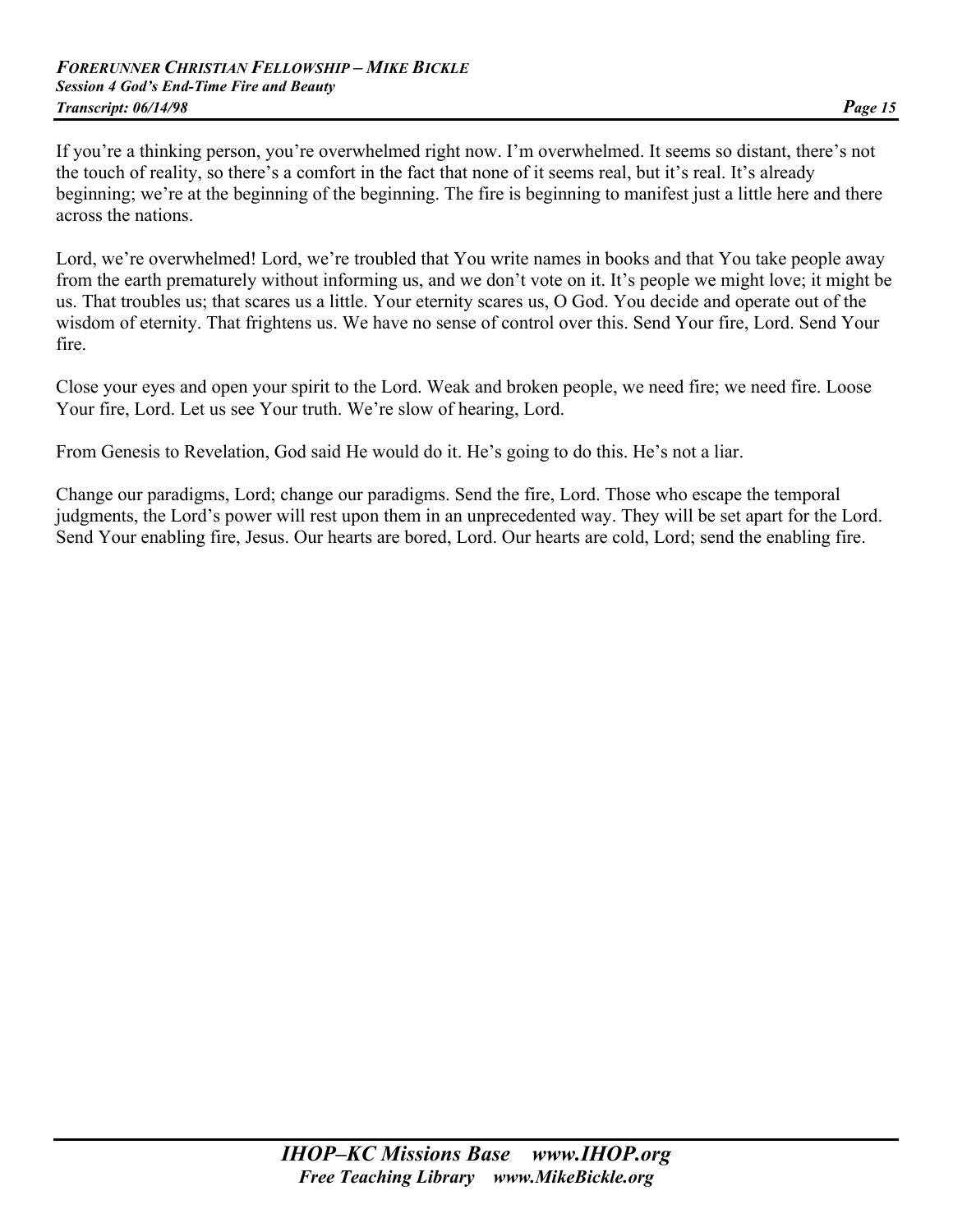If you're a thinking person, you're overwhelmed right now. I'm overwhelmed. It seems so distant, there's not the touch of reality, so there's a comfort in the fact that none of it seems real, but it's real. It's already beginning; we're at the beginning of the beginning. The fire is beginning to manifest just a little here and there across the nations.

Lord, we're overwhelmed! Lord, we're troubled that You write names in books and that You take people away from the earth prematurely without informing us, and we don't vote on it. It's people we might love; it might be us. That troubles us; that scares us a little. Your eternity scares us, O God. You decide and operate out of the wisdom of eternity. That frightens us. We have no sense of control over this. Send Your fire, Lord. Send Your fire.

Close your eyes and open your spirit to the Lord. Weak and broken people, we need fire; we need fire. Loose Your fire, Lord. Let us see Your truth. We're slow of hearing, Lord.

From Genesis to Revelation, God said He would do it. He's going to do this. He's not a liar.

Change our paradigms, Lord; change our paradigms. Send the fire, Lord. Those who escape the temporal judgments, the Lord's power will rest upon them in an unprecedented way. They will be set apart for the Lord. Send Your enabling fire, Jesus. Our hearts are bored, Lord. Our hearts are cold, Lord; send the enabling fire.